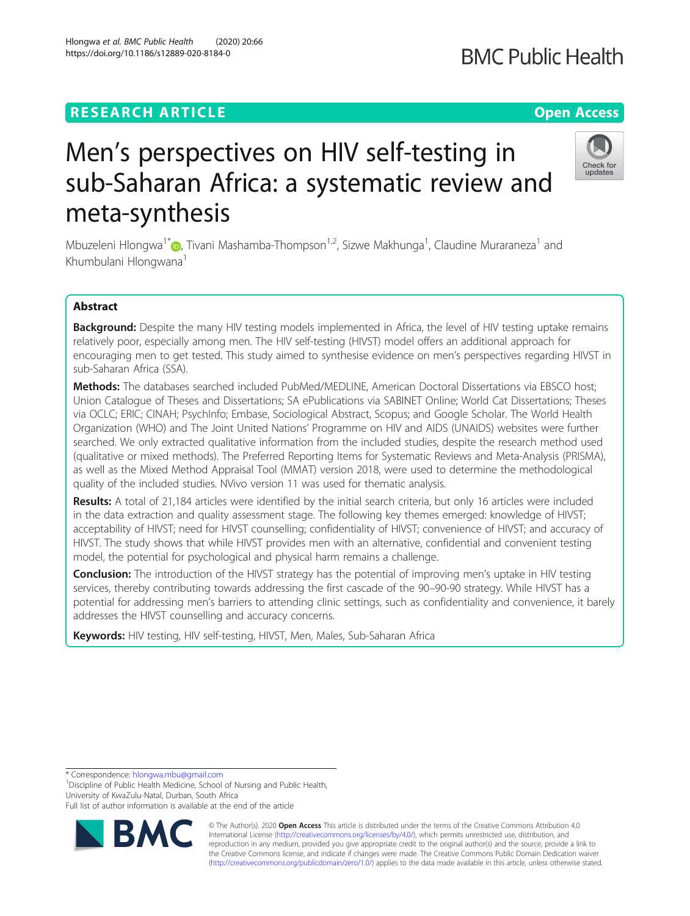RESEARCH ARTICLE

Open Access

# Men's perspectives on HIV self-testing in sub-Saharan Africa: a systematic review and meta-synthesis

Mbuzeleni Hlongwa[1*], Tivani Mashamba-Thompson[1,2], Sizwe Makhunga[1], Claudine Muraraneza[1] and Khumbulani Hlongwana[1]

## Abstract

**Background:** Despite the many HIV testing models implemented in Africa, the level of HIV testing uptake remains relatively poor, especially among men. The HIV self-testing (HIVST) model offers an additional approach for encouraging men to get tested. This study aimed to synthesise evidence on men's perspectives regarding HIVST in sub-Saharan Africa (SSA).

**Methods:** The databases searched included PubMed/MEDLINE, American Doctoral Dissertations via EBSCO host; Union Catalogue of Theses and Dissertations; SA ePublications via SABINET Online; World Cat Dissertations; Theses via OCLC; ERIC; CINAH; PsychInfo; Embase, Sociological Abstract, Scopus; and Google Scholar. The World Health Organization (WHO) and The Joint United Nations' Programme on HIV and AIDS (UNAIDS) websites were further searched. We only extracted qualitative information from the included studies, despite the research method used (qualitative or mixed methods). The Preferred Reporting Items for Systematic Reviews and Meta-Analysis (PRISMA), as well as the Mixed Method Appraisal Tool (MMAT) version 2018, were used to determine the methodological quality of the included studies. NVivo version 11 was used for thematic analysis.

**Results:** A total of 21,184 articles were identified by the initial search criteria, but only 16 articles were included in the data extraction and quality assessment stage. The following key themes emerged: knowledge of HIVST; acceptability of HIVST; need for HIVST counselling; confidentiality of HIVST; convenience of HIVST; and accuracy of HIVST. The study shows that while HIVST provides men with an alternative, confidential and convenient testing model, the potential for psychological and physical harm remains a challenge.

**Conclusion:** The introduction of the HIVST strategy has the potential of improving men's uptake in HIV testing services, thereby contributing towards addressing the first cascade of the 90–90-90 strategy. While HIVST has a potential for addressing men's barriers to attending clinic settings, such as confidentiality and convenience, it barely addresses the HIVST counselling and accuracy concerns.

**Keywords:** HIV testing, HIV self-testing, HIVST, Men, Males, Sub-Saharan Africa

\* Correspondence: hlongwa.mbu@gmail.com
[1]Discipline of Public Health Medicine, School of Nursing and Public Health, University of KwaZulu-Natal, Durban, South Africa
Full list of author information is available at the end of the article

© The Author(s). 2020 **Open Access** This article is distributed under the terms of the Creative Commons Attribution 4.0 International License (http://creativecommons.org/licenses/by/4.0/), which permits unrestricted use, distribution, and reproduction in any medium, provided you give appropriate credit to the original author(s) and the source, provide a link to the Creative Commons license, and indicate if changes were made. The Creative Commons Public Domain Dedication waiver (http://creativecommons.org/publicdomain/zero/1.0/) applies to the data made available in this article, unless otherwise stated.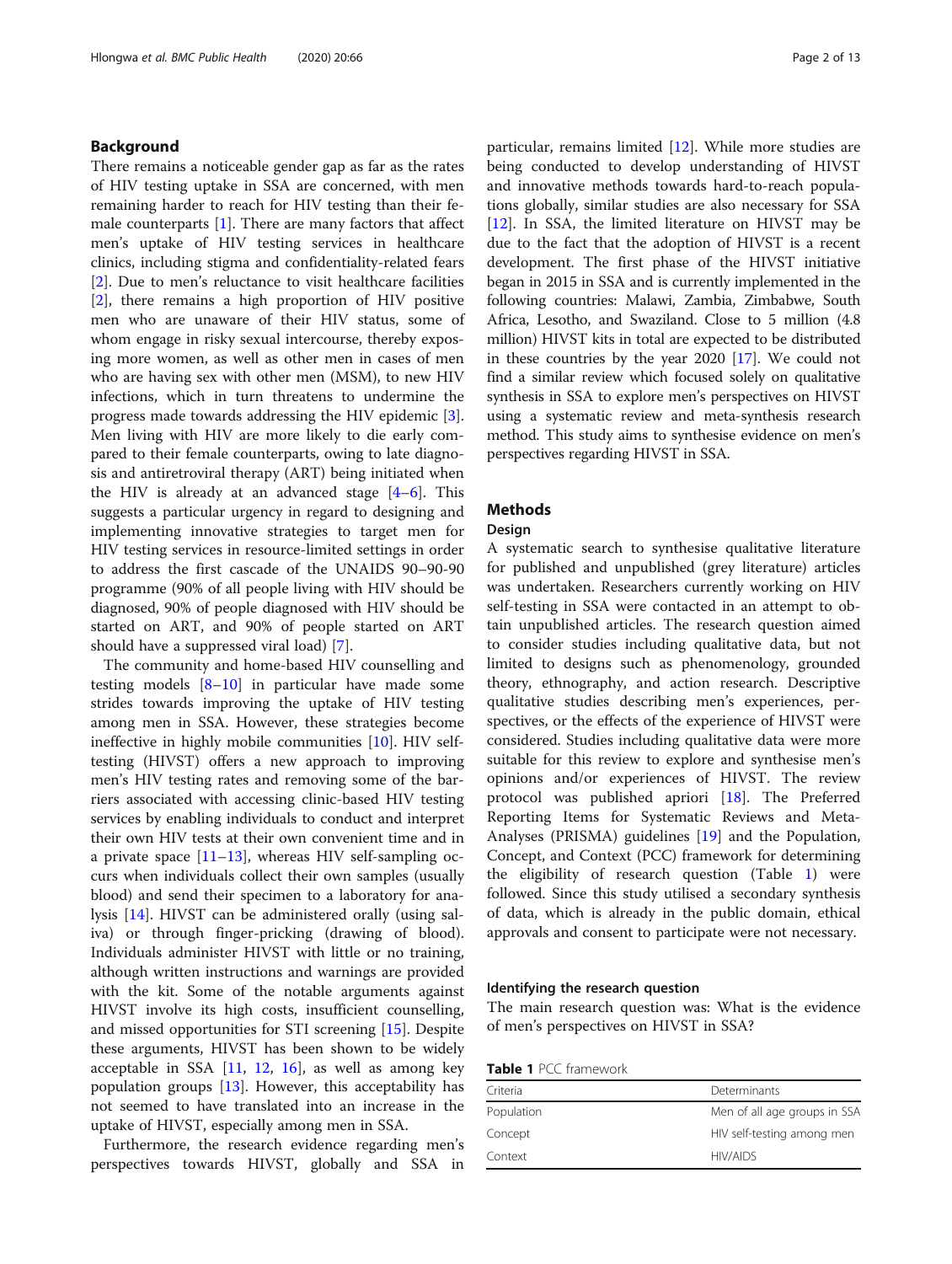## Background

There remains a noticeable gender gap as far as the rates of HIV testing uptake in SSA are concerned, with men remaining harder to reach for HIV testing than their female counterparts [1]. There are many factors that affect men's uptake of HIV testing services in healthcare clinics, including stigma and confidentiality-related fears [2]. Due to men's reluctance to visit healthcare facilities [2], there remains a high proportion of HIV positive men who are unaware of their HIV status, some of whom engage in risky sexual intercourse, thereby exposing more women, as well as other men in cases of men who are having sex with other men (MSM), to new HIV infections, which in turn threatens to undermine the progress made towards addressing the HIV epidemic [3]. Men living with HIV are more likely to die early compared to their female counterparts, owing to late diagnosis and antiretroviral therapy (ART) being initiated when the HIV is already at an advanced stage [4–6]. This suggests a particular urgency in regard to designing and implementing innovative strategies to target men for HIV testing services in resource-limited settings in order to address the first cascade of the UNAIDS 90–90-90 programme (90% of all people living with HIV should be diagnosed, 90% of people diagnosed with HIV should be started on ART, and 90% of people started on ART should have a suppressed viral load) [7].

The community and home-based HIV counselling and testing models [8–10] in particular have made some strides towards improving the uptake of HIV testing among men in SSA. However, these strategies become ineffective in highly mobile communities [10]. HIV self-testing (HIVST) offers a new approach to improving men's HIV testing rates and removing some of the barriers associated with accessing clinic-based HIV testing services by enabling individuals to conduct and interpret their own HIV tests at their own convenient time and in a private space [11–13], whereas HIV self-sampling occurs when individuals collect their own samples (usually blood) and send their specimen to a laboratory for analysis [14]. HIVST can be administered orally (using saliva) or through finger-pricking (drawing of blood). Individuals administer HIVST with little or no training, although written instructions and warnings are provided with the kit. Some of the notable arguments against HIVST involve its high costs, insufficient counselling, and missed opportunities for STI screening [15]. Despite these arguments, HIVST has been shown to be widely acceptable in SSA [11, 12, 16], as well as among key population groups [13]. However, this acceptability has not seemed to have translated into an increase in the uptake of HIVST, especially among men in SSA.

Furthermore, the research evidence regarding men's perspectives towards HIVST, globally and SSA in particular, remains limited [12]. While more studies are being conducted to develop understanding of HIVST and innovative methods towards hard-to-reach populations globally, similar studies are also necessary for SSA [12]. In SSA, the limited literature on HIVST may be due to the fact that the adoption of HIVST is a recent development. The first phase of the HIVST initiative began in 2015 in SSA and is currently implemented in the following countries: Malawi, Zambia, Zimbabwe, South Africa, Lesotho, and Swaziland. Close to 5 million (4.8 million) HIVST kits in total are expected to be distributed in these countries by the year 2020 [17]. We could not find a similar review which focused solely on qualitative synthesis in SSA to explore men's perspectives on HIVST using a systematic review and meta-synthesis research method. This study aims to synthesise evidence on men's perspectives regarding HIVST in SSA.

## Methods

### Design

A systematic search to synthesise qualitative literature for published and unpublished (grey literature) articles was undertaken. Researchers currently working on HIV self-testing in SSA were contacted in an attempt to obtain unpublished articles. The research question aimed to consider studies including qualitative data, but not limited to designs such as phenomenology, grounded theory, ethnography, and action research. Descriptive qualitative studies describing men's experiences, perspectives, or the effects of the experience of HIVST were considered. Studies including qualitative data were more suitable for this review to explore and synthesise men's opinions and/or experiences of HIVST. The review protocol was published apriori [18]. The Preferred Reporting Items for Systematic Reviews and Meta-Analyses (PRISMA) guidelines [19] and the Population, Concept, and Context (PCC) framework for determining the eligibility of research question (Table 1) were followed. Since this study utilised a secondary synthesis of data, which is already in the public domain, ethical approvals and consent to participate were not necessary.

### Identifying the research question

The main research question was: What is the evidence of men's perspectives on HIVST in SSA?

**Table 1** PCC framework

| Criteria | Determinants |
|---|---|
| Population | Men of all age groups in SSA |
| Concept | HIV self-testing among men |
| Context | HIV/AIDS |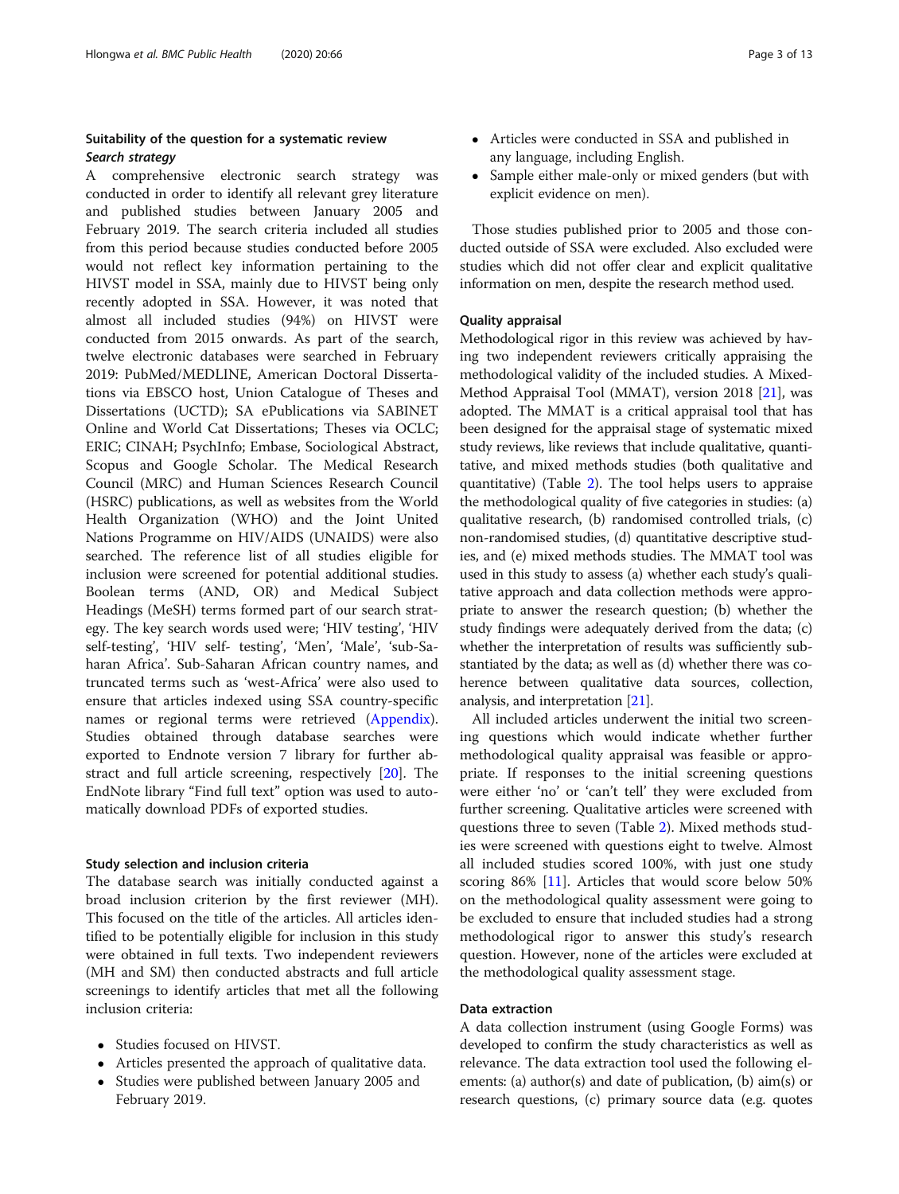## Suitability of the question for a systematic review

### *Search strategy*

A comprehensive electronic search strategy was conducted in order to identify all relevant grey literature and published studies between January 2005 and February 2019. The search criteria included all studies from this period because studies conducted before 2005 would not reflect key information pertaining to the HIVST model in SSA, mainly due to HIVST being only recently adopted in SSA. However, it was noted that almost all included studies (94%) on HIVST were conducted from 2015 onwards. As part of the search, twelve electronic databases were searched in February 2019: PubMed/MEDLINE, American Doctoral Dissertations via EBSCO host, Union Catalogue of Theses and Dissertations (UCTD); SA ePublications via SABINET Online and World Cat Dissertations; Theses via OCLC; ERIC; CINAH; PsychInfo; Embase, Sociological Abstract, Scopus and Google Scholar. The Medical Research Council (MRC) and Human Sciences Research Council (HSRC) publications, as well as websites from the World Health Organization (WHO) and the Joint United Nations Programme on HIV/AIDS (UNAIDS) were also searched. The reference list of all studies eligible for inclusion were screened for potential additional studies. Boolean terms (AND, OR) and Medical Subject Headings (MeSH) terms formed part of our search strategy. The key search words used were; 'HIV testing', 'HIV self-testing', 'HIV self- testing', 'Men', 'Male', 'sub-Saharan Africa'. Sub-Saharan African country names, and truncated terms such as 'west-Africa' were also used to ensure that articles indexed using SSA country-specific names or regional terms were retrieved (Appendix). Studies obtained through database searches were exported to Endnote version 7 library for further abstract and full article screening, respectively [20]. The EndNote library "Find full text" option was used to automatically download PDFs of exported studies.

### Study selection and inclusion criteria

The database search was initially conducted against a broad inclusion criterion by the first reviewer (MH). This focused on the title of the articles. All articles identified to be potentially eligible for inclusion in this study were obtained in full texts. Two independent reviewers (MH and SM) then conducted abstracts and full article screenings to identify articles that met all the following inclusion criteria:

- Studies focused on HIVST.
- Articles presented the approach of qualitative data.
- Studies were published between January 2005 and February 2019.
- Articles were conducted in SSA and published in any language, including English.
- Sample either male-only or mixed genders (but with explicit evidence on men).

Those studies published prior to 2005 and those conducted outside of SSA were excluded. Also excluded were studies which did not offer clear and explicit qualitative information on men, despite the research method used.

### Quality appraisal

Methodological rigor in this review was achieved by having two independent reviewers critically appraising the methodological validity of the included studies. A Mixed-Method Appraisal Tool (MMAT), version 2018 [21], was adopted. The MMAT is a critical appraisal tool that has been designed for the appraisal stage of systematic mixed study reviews, like reviews that include qualitative, quantitative, and mixed methods studies (both qualitative and quantitative) (Table 2). The tool helps users to appraise the methodological quality of five categories in studies: (a) qualitative research, (b) randomised controlled trials, (c) non-randomised studies, (d) quantitative descriptive studies, and (e) mixed methods studies. The MMAT tool was used in this study to assess (a) whether each study's qualitative approach and data collection methods were appropriate to answer the research question; (b) whether the study findings were adequately derived from the data; (c) whether the interpretation of results was sufficiently substantiated by the data; as well as (d) whether there was coherence between qualitative data sources, collection, analysis, and interpretation [21].

All included articles underwent the initial two screening questions which would indicate whether further methodological quality appraisal was feasible or appropriate. If responses to the initial screening questions were either 'no' or 'can't tell' they were excluded from further screening. Qualitative articles were screened with questions three to seven (Table 2). Mixed methods studies were screened with questions eight to twelve. Almost all included studies scored 100%, with just one study scoring 86% [11]. Articles that would score below 50% on the methodological quality assessment were going to be excluded to ensure that included studies had a strong methodological rigor to answer this study's research question. However, none of the articles were excluded at the methodological quality assessment stage.

### Data extraction

A data collection instrument (using Google Forms) was developed to confirm the study characteristics as well as relevance. The data extraction tool used the following elements: (a) author(s) and date of publication, (b) aim(s) or research questions, (c) primary source data (e.g. quotes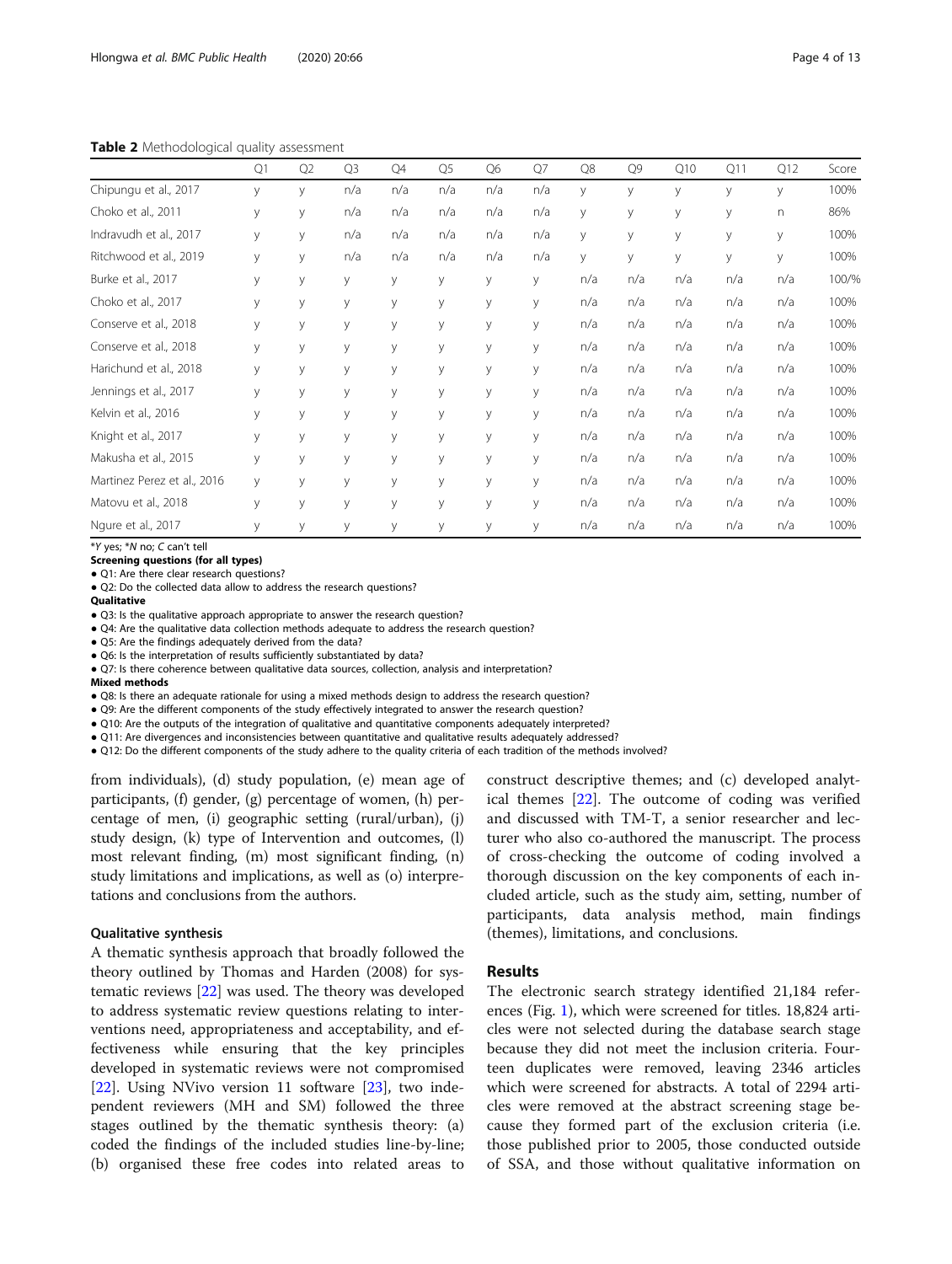**Table 2** Methodological quality assessment

| | Q1 | Q2 | Q3 | Q4 | Q5 | Q6 | Q7 | Q8 | Q9 | Q10 | Q11 | Q12 | Score |
|---|---|---|---|---|---|---|---|---|---|---|---|---|---|
| Chipungu et al., 2017 | y | y | n/a | n/a | n/a | n/a | n/a | y | y | y | y | y | 100% |
| Choko et al., 2011 | y | y | n/a | n/a | n/a | n/a | n/a | y | y | y | y | n | 86% |
| Indravudh et al., 2017 | y | y | n/a | n/a | n/a | n/a | n/a | y | y | y | y | y | 100% |
| Ritchwood et al., 2019 | y | y | n/a | n/a | n/a | n/a | n/a | y | y | y | y | y | 100% |
| Burke et al., 2017 | y | y | y | y | y | y | y | n/a | n/a | n/a | n/a | n/a | 100/% |
| Choko et al., 2017 | y | y | y | y | y | y | y | n/a | n/a | n/a | n/a | n/a | 100% |
| Conserve et al., 2018 | y | y | y | y | y | y | y | n/a | n/a | n/a | n/a | n/a | 100% |
| Conserve et al., 2018 | y | y | y | y | y | y | y | n/a | n/a | n/a | n/a | n/a | 100% |
| Harichund et al., 2018 | y | y | y | y | y | y | y | n/a | n/a | n/a | n/a | n/a | 100% |
| Jennings et al., 2017 | y | y | y | y | y | y | y | n/a | n/a | n/a | n/a | n/a | 100% |
| Kelvin et al., 2016 | y | y | y | y | y | y | y | n/a | n/a | n/a | n/a | n/a | 100% |
| Knight et al., 2017 | y | y | y | y | y | y | y | n/a | n/a | n/a | n/a | n/a | 100% |
| Makusha et al., 2015 | y | y | y | y | y | y | y | n/a | n/a | n/a | n/a | n/a | 100% |
| Martinez Perez et al., 2016 | y | y | y | y | y | y | y | n/a | n/a | n/a | n/a | n/a | 100% |
| Matovu et al., 2018 | y | y | y | y | y | y | y | n/a | n/a | n/a | n/a | n/a | 100% |
| Ngure et al., 2017 | y | y | y | y | y | y | y | n/a | n/a | n/a | n/a | n/a | 100% |

*Y yes; *N no; C can't tell

**Screening questions (for all types)**

- Q1: Are there clear research questions?
- Q2: Do the collected data allow to address the research questions?

**Qualitative**

- Q3: Is the qualitative approach appropriate to answer the research question?
- Q4: Are the qualitative data collection methods adequate to address the research question?
- Q5: Are the findings adequately derived from the data?
- Q6: Is the interpretation of results sufficiently substantiated by data?
- Q7: Is there coherence between qualitative data sources, collection, analysis and interpretation?

**Mixed methods**

- Q8: Is there an adequate rationale for using a mixed methods design to address the research question?
- Q9: Are the different components of the study effectively integrated to answer the research question?
- Q10: Are the outputs of the integration of qualitative and quantitative components adequately interpreted?
- Q11: Are divergences and inconsistencies between quantitative and qualitative results adequately addressed?
- Q12: Do the different components of the study adhere to the quality criteria of each tradition of the methods involved?

from individuals), (d) study population, (e) mean age of participants, (f) gender, (g) percentage of women, (h) percentage of men, (i) geographic setting (rural/urban), (j) study design, (k) type of Intervention and outcomes, (l) most relevant finding, (m) most significant finding, (n) study limitations and implications, as well as (o) interpretations and conclusions from the authors.

### Qualitative synthesis

A thematic synthesis approach that broadly followed the theory outlined by Thomas and Harden (2008) for systematic reviews [22] was used. The theory was developed to address systematic review questions relating to interventions need, appropriateness and acceptability, and effectiveness while ensuring that the key principles developed in systematic reviews were not compromised [22]. Using NVivo version 11 software [23], two independent reviewers (MH and SM) followed the three stages outlined by the thematic synthesis theory: (a) coded the findings of the included studies line-by-line; (b) organised these free codes into related areas to construct descriptive themes; and (c) developed analytical themes [22]. The outcome of coding was verified and discussed with TM-T, a senior researcher and lecturer who also co-authored the manuscript. The process of cross-checking the outcome of coding involved a thorough discussion on the key components of each included article, such as the study aim, setting, number of participants, data analysis method, main findings (themes), limitations, and conclusions.

## Results

The electronic search strategy identified 21,184 references (Fig. 1), which were screened for titles. 18,824 articles were not selected during the database search stage because they did not meet the inclusion criteria. Fourteen duplicates were removed, leaving 2346 articles which were screened for abstracts. A total of 2294 articles were removed at the abstract screening stage because they formed part of the exclusion criteria (i.e. those published prior to 2005, those conducted outside of SSA, and those without qualitative information on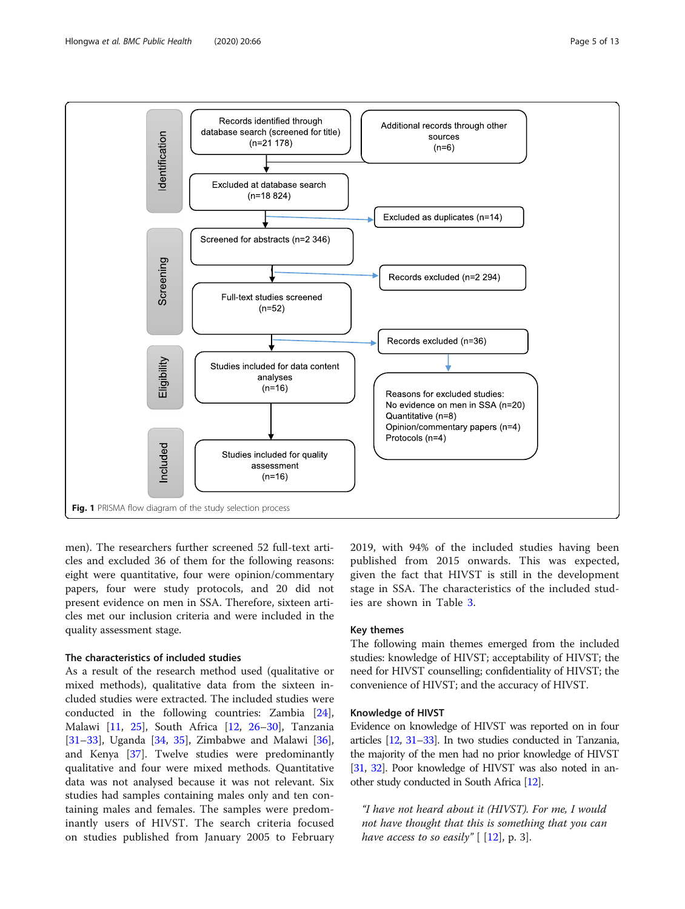Fig. 1 PRISMA flow diagram of the study selection process

men). The researchers further screened 52 full-text articles and excluded 36 of them for the following reasons: eight were quantitative, four were opinion/commentary papers, four were study protocols, and 20 did not present evidence on men in SSA. Therefore, sixteen articles met our inclusion criteria and were included in the quality assessment stage.

### The characteristics of included studies

As a result of the research method used (qualitative or mixed methods), qualitative data from the sixteen included studies were extracted. The included studies were conducted in the following countries: Zambia [24], Malawi [11, 25], South Africa [12, 26–30], Tanzania [31–33], Uganda [34, 35], Zimbabwe and Malawi [36], and Kenya [37]. Twelve studies were predominantly qualitative and four were mixed methods. Quantitative data was not analysed because it was not relevant. Six studies had samples containing males only and ten containing males and females. The samples were predominantly users of HIVST. The search criteria focused on studies published from January 2005 to February 2019, with 94% of the included studies having been published from 2015 onwards. This was expected, given the fact that HIVST is still in the development stage in SSA. The characteristics of the included studies are shown in Table 3.

### Key themes

The following main themes emerged from the included studies: knowledge of HIVST; acceptability of HIVST; the need for HIVST counselling; confidentiality of HIVST; the convenience of HIVST; and the accuracy of HIVST.

### Knowledge of HIVST

Evidence on knowledge of HIVST was reported on in four articles [12, 31–33]. In two studies conducted in Tanzania, the majority of the men had no prior knowledge of HIVST [31, 32]. Poor knowledge of HIVST was also noted in another study conducted in South Africa [12].

> *"I have not heard about it (HIVST). For me, I would not have thought that this is something that you can have access to so easily"* [ [12], p. 3].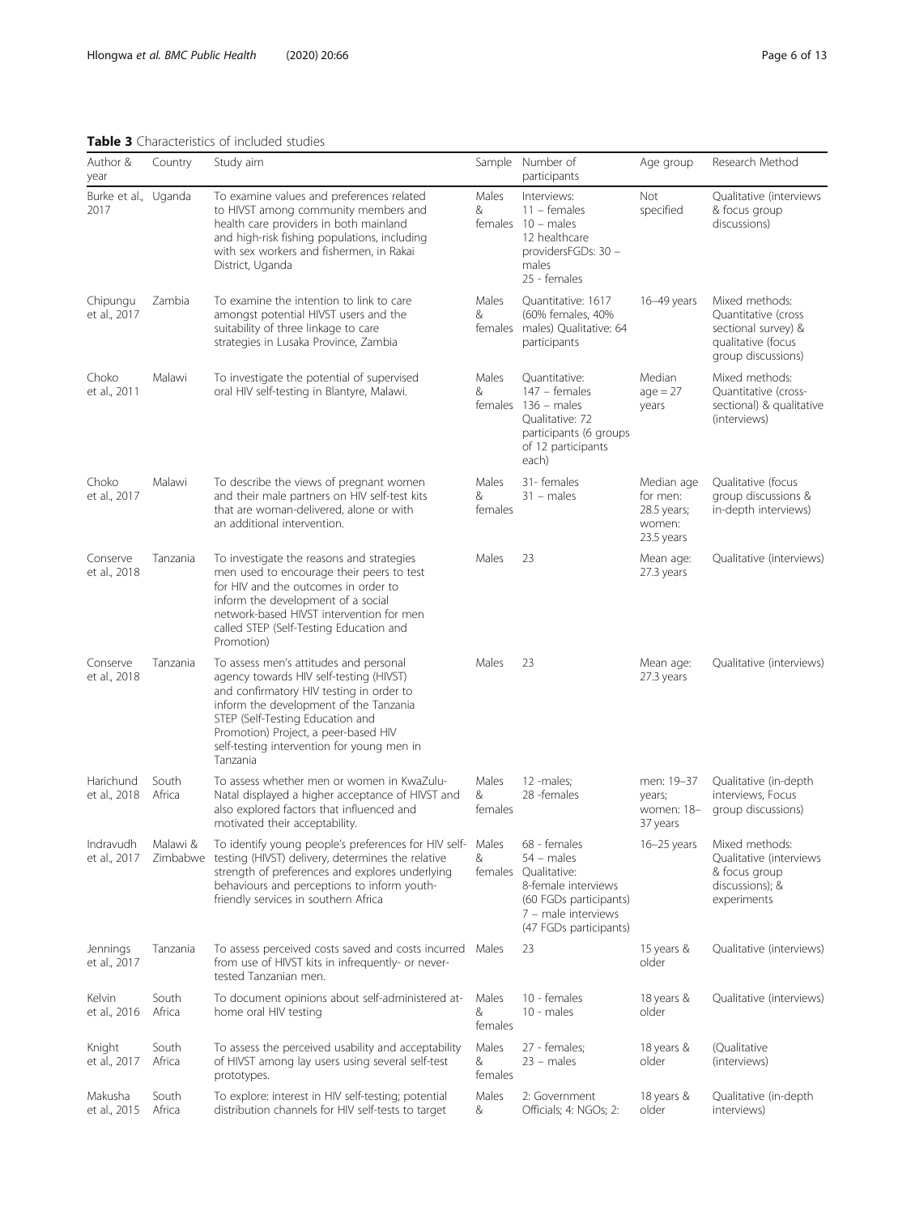**Table 3** Characteristics of included studies

| Author & year | Country | Study aim | Sample | Number of participants | Age group | Research Method |
|---|---|---|---|---|---|---|
| Burke et al., 2017 | Uganda | To examine values and preferences related to HIVST among community members and health care providers in both mainland and high-risk fishing populations, including with sex workers and fishermen, in Rakai District, Uganda | Males & females | Interviews: 11 – females 10 – males 12 healthcare providersFGDs: 30 – males 25 - females | Not specified | Qualitative (interviews & focus group discussions) |
| Chipungu et al., 2017 | Zambia | To examine the intention to link to care amongst potential HIVST users and the suitability of three linkage to care strategies in Lusaka Province, Zambia | Males & females | Quantitative: 1617 (60% females, 40% males) Qualitative: 64 participants | 16–49 years | Mixed methods: Quantitative (cross sectional survey) & qualitative (focus group discussions) |
| Choko et al., 2011 | Malawi | To investigate the potential of supervised oral HIV self-testing in Blantyre, Malawi. | Males & females | Quantitative: 147 – females 136 – males Qualitative: 72 participants (6 groups of 12 participants each) | Median age = 27 years | Mixed methods: Quantitative (cross-sectional) & qualitative (interviews) |
| Choko et al., 2017 | Malawi | To describe the views of pregnant women and their male partners on HIV self-test kits that are woman-delivered, alone or with an additional intervention. | Males & females | 31- females 31 – males | Median age for men: 28.5 years; women: 23.5 years | Qualitative (focus group discussions & in-depth interviews) |
| Conserve et al., 2018 | Tanzania | To investigate the reasons and strategies men used to encourage their peers to test for HIV and the outcomes in order to inform the development of a social network-based HIVST intervention for men called STEP (Self-Testing Education and Promotion) | Males | 23 | Mean age: 27.3 years | Qualitative (interviews) |
| Conserve et al., 2018 | Tanzania | To assess men's attitudes and personal agency towards HIV self-testing (HIVST) and confirmatory HIV testing in order to inform the development of the Tanzania STEP (Self-Testing Education and Promotion) Project, a peer-based HIV self-testing intervention for young men in Tanzania | Males | 23 | Mean age: 27.3 years | Qualitative (interviews) |
| Harichund et al., 2018 | South Africa | To assess whether men or women in KwaZulu-Natal displayed a higher acceptance of HIVST and also explored factors that influenced and motivated their acceptability. | Males & females | 12 -males; 28 -females | men: 19–37 years; women: 18–37 years | Qualitative (in-depth interviews, Focus group discussions) |
| Indravudh et al., 2017 | Malawi & Zimbabwe | To identify young people's preferences for HIV self-testing (HIVST) delivery, determines the relative strength of preferences and explores underlying behaviours and perceptions to inform youth-friendly services in southern Africa | Males & females | 68 - females 54 – males Qualitative: 8-female interviews (60 FGDs participants) 7 – male interviews (47 FGDs participants) | 16–25 years | Mixed methods: Qualitative (interviews & focus group discussions); & experiments |
| Jennings et al., 2017 | Tanzania | To assess perceived costs saved and costs incurred from use of HIVST kits in infrequently- or never-tested Tanzanian men. | Males | 23 | 15 years & older | Qualitative (interviews) |
| Kelvin et al., 2016 | South Africa | To document opinions about self-administered at-home oral HIV testing | Males & females | 10 - females 10 - males | 18 years & older | Qualitative (interviews) |
| Knight et al., 2017 | South Africa | To assess the perceived usability and acceptability of HIVST among lay users using several self-test prototypes. | Males & females | 27 - females; 23 – males | 18 years & older | (Qualitative (interviews) |
| Makusha et al., 2015 | South Africa | To explore: interest in HIV self-testing; potential distribution channels for HIV self-tests to target | Males & | 2: Government Officials; 4: NGOs; 2: | 18 years & older | Qualitative (in-depth interviews) |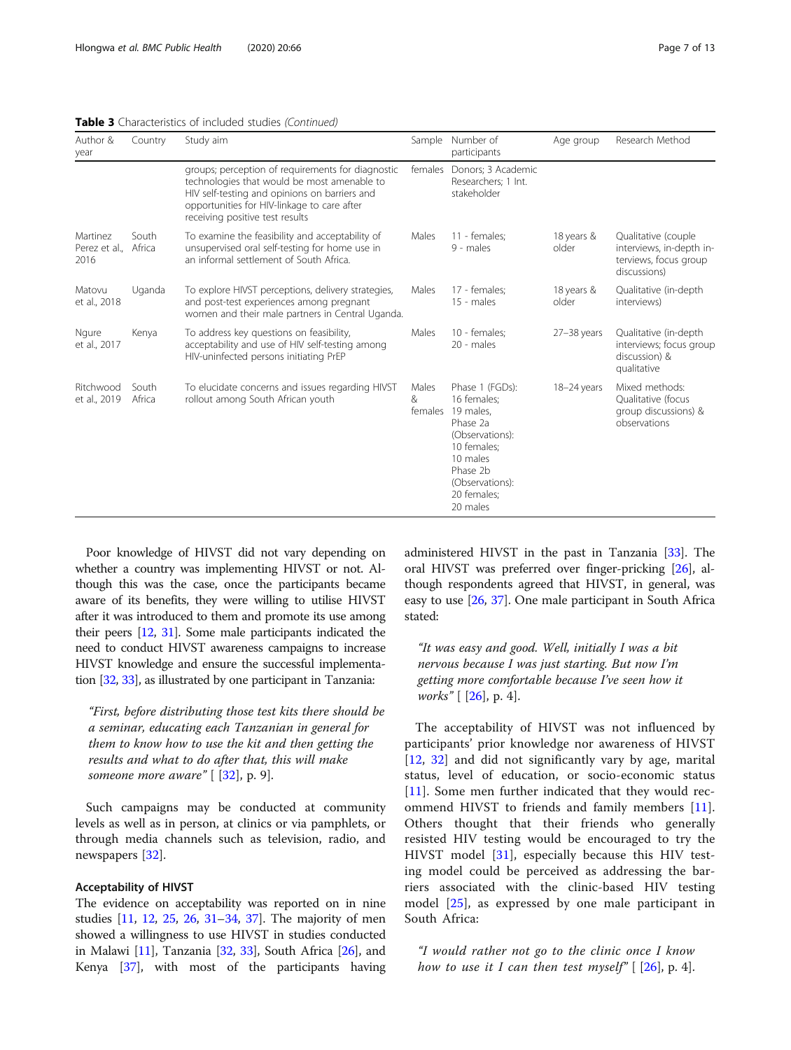**Table 3** Characteristics of included studies *(Continued)*

| Author & year | Country | Study aim | Sample | Number of participants | Age group | Research Method |
|---|---|---|---|---|---|---|
| | | groups; perception of requirements for diagnostic technologies that would be most amenable to HIV self-testing and opinions on barriers and opportunities for HIV-linkage to care after receiving positive test results | females | Donors; 3 Academic Researchers; 1 Int. stakeholder | | |
| Martinez Perez et al., 2016 | South Africa | To examine the feasibility and acceptability of unsupervised oral self-testing for home use in an informal settlement of South Africa. | Males | 11 - females; 9 - males | 18 years & older | Qualitative (couple interviews, in-depth interviews, focus group discussions) |
| Matovu et al., 2018 | Uganda | To explore HIVST perceptions, delivery strategies, and post-test experiences among pregnant women and their male partners in Central Uganda. | Males | 17 - females; 15 - males | 18 years & older | Qualitative (in-depth interviews) |
| Ngure et al., 2017 | Kenya | To address key questions on feasibility, acceptability and use of HIV self-testing among HIV-uninfected persons initiating PrEP | Males | 10 - females; 20 - males | 27–38 years | Qualitative (in-depth interviews; focus group discussion) & qualitative |
| Ritchwood et al., 2019 | South Africa | To elucidate concerns and issues regarding HIVST rollout among South African youth | Males & females | Phase 1 (FGDs): 16 females; 19 males, Phase 2a (Observations): 10 females; 10 males Phase 2b (Observations): 20 females; 20 males | 18–24 years | Mixed methods: Qualitative (focus group discussions) & observations |

Poor knowledge of HIVST did not vary depending on whether a country was implementing HIVST or not. Although this was the case, once the participants became aware of its benefits, they were willing to utilise HIVST after it was introduced to them and promote its use among their peers [12, 31]. Some male participants indicated the need to conduct HIVST awareness campaigns to increase HIVST knowledge and ensure the successful implementation [32, 33], as illustrated by one participant in Tanzania:

> *"First, before distributing those test kits there should be a seminar, educating each Tanzanian in general for them to know how to use the kit and then getting the results and what to do after that, this will make someone more aware"* [ [32], p. 9].

Such campaigns may be conducted at community levels as well as in person, at clinics or via pamphlets, or through media channels such as television, radio, and newspapers [32].

### Acceptability of HIVST

The evidence on acceptability was reported on in nine studies [11, 12, 25, 26, 31–34, 37]. The majority of men showed a willingness to use HIVST in studies conducted in Malawi [11], Tanzania [32, 33], South Africa [26], and Kenya [37], with most of the participants having administered HIVST in the past in Tanzania [33]. The oral HIVST was preferred over finger-pricking [26], although respondents agreed that HIVST, in general, was easy to use [26, 37]. One male participant in South Africa stated:

> *"It was easy and good. Well, initially I was a bit nervous because I was just starting. But now I'm getting more comfortable because I've seen how it works"* [ [26], p. 4].

The acceptability of HIVST was not influenced by participants' prior knowledge nor awareness of HIVST [12, 32] and did not significantly vary by age, marital status, level of education, or socio-economic status [11]. Some men further indicated that they would recommend HIVST to friends and family members [11]. Others thought that their friends who generally resisted HIV testing would be encouraged to try the HIVST model [31], especially because this HIV testing model could be perceived as addressing the barriers associated with the clinic-based HIV testing model [25], as expressed by one male participant in South Africa:

> *"I would rather not go to the clinic once I know how to use it I can then test myself"* [ [26], p. 4].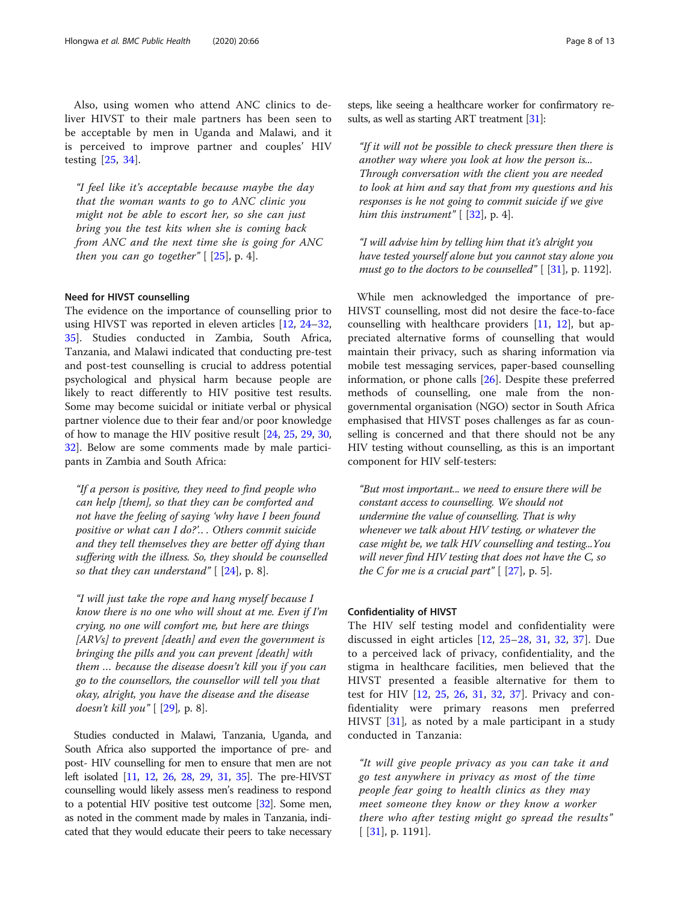Also, using women who attend ANC clinics to deliver HIVST to their male partners has been seen to be acceptable by men in Uganda and Malawi, and it is perceived to improve partner and couples' HIV testing [25, 34].

> *"I feel like it's acceptable because maybe the day that the woman wants to go to ANC clinic you might not be able to escort her, so she can just bring you the test kits when she is coming back from ANC and the next time she is going for ANC then you can go together"* [ [25], p. 4].

#### Need for HIVST counselling

The evidence on the importance of counselling prior to using HIVST was reported in eleven articles [12, 24–32, 35]. Studies conducted in Zambia, South Africa, Tanzania, and Malawi indicated that conducting pre-test and post-test counselling is crucial to address potential psychological and physical harm because people are likely to react differently to HIV positive test results. Some may become suicidal or initiate verbal or physical partner violence due to their fear and/or poor knowledge of how to manage the HIV positive result [24, 25, 29, 30, 32]. Below are some comments made by male participants in Zambia and South Africa:

> *"If a person is positive, they need to find people who can help [them], so that they can be comforted and not have the feeling of saying 'why have I been found positive or what can I do?'. . Others commit suicide and they tell themselves they are better off dying than suffering with the illness. So, they should be counselled so that they can understand"* [ [24], p. 8].

> *"I will just take the rope and hang myself because I know there is no one who will shout at me. Even if I'm crying, no one will comfort me, but here are things [ARVs] to prevent [death] and even the government is bringing the pills and you can prevent [death] with them … because the disease doesn't kill you if you can go to the counsellors, the counsellor will tell you that okay, alright, you have the disease and the disease doesn't kill you"* [ [29], p. 8].

Studies conducted in Malawi, Tanzania, Uganda, and South Africa also supported the importance of pre- and post- HIV counselling for men to ensure that men are not left isolated [11, 12, 26, 28, 29, 31, 35]. The pre-HIVST counselling would likely assess men's readiness to respond to a potential HIV positive test outcome [32]. Some men, as noted in the comment made by males in Tanzania, indicated that they would educate their peers to take necessary steps, like seeing a healthcare worker for confirmatory results, as well as starting ART treatment [31]:

> *"If it will not be possible to check pressure then there is another way where you look at how the person is... Through conversation with the client you are needed to look at him and say that from my questions and his responses is he not going to commit suicide if we give him this instrument"* [ [32], p. 4].

> *"I will advise him by telling him that it's alright you have tested yourself alone but you cannot stay alone you must go to the doctors to be counselled"* [ [31], p. 1192].

While men acknowledged the importance of pre-HIVST counselling, most did not desire the face-to-face counselling with healthcare providers [11, 12], but appreciated alternative forms of counselling that would maintain their privacy, such as sharing information via mobile test messaging services, paper-based counselling information, or phone calls [26]. Despite these preferred methods of counselling, one male from the non-governmental organisation (NGO) sector in South Africa emphasised that HIVST poses challenges as far as counselling is concerned and that there should not be any HIV testing without counselling, as this is an important component for HIV self-testers:

> *"But most important... we need to ensure there will be constant access to counselling. We should not undermine the value of counselling. That is why whenever we talk about HIV testing, or whatever the case might be, we talk HIV counselling and testing...You will never find HIV testing that does not have the C, so the C for me is a crucial part"* [ [27], p. 5].

#### Confidentiality of HIVST

The HIV self testing model and confidentiality were discussed in eight articles [12, 25–28, 31, 32, 37]. Due to a perceived lack of privacy, confidentiality, and the stigma in healthcare facilities, men believed that the HIVST presented a feasible alternative for them to test for HIV [12, 25, 26, 31, 32, 37]. Privacy and confidentiality were primary reasons men preferred HIVST [31], as noted by a male participant in a study conducted in Tanzania:

> *"It will give people privacy as you can take it and go test anywhere in privacy as most of the time people fear going to health clinics as they may meet someone they know or they know a worker there who after testing might go spread the results"* [ [31], p. 1191].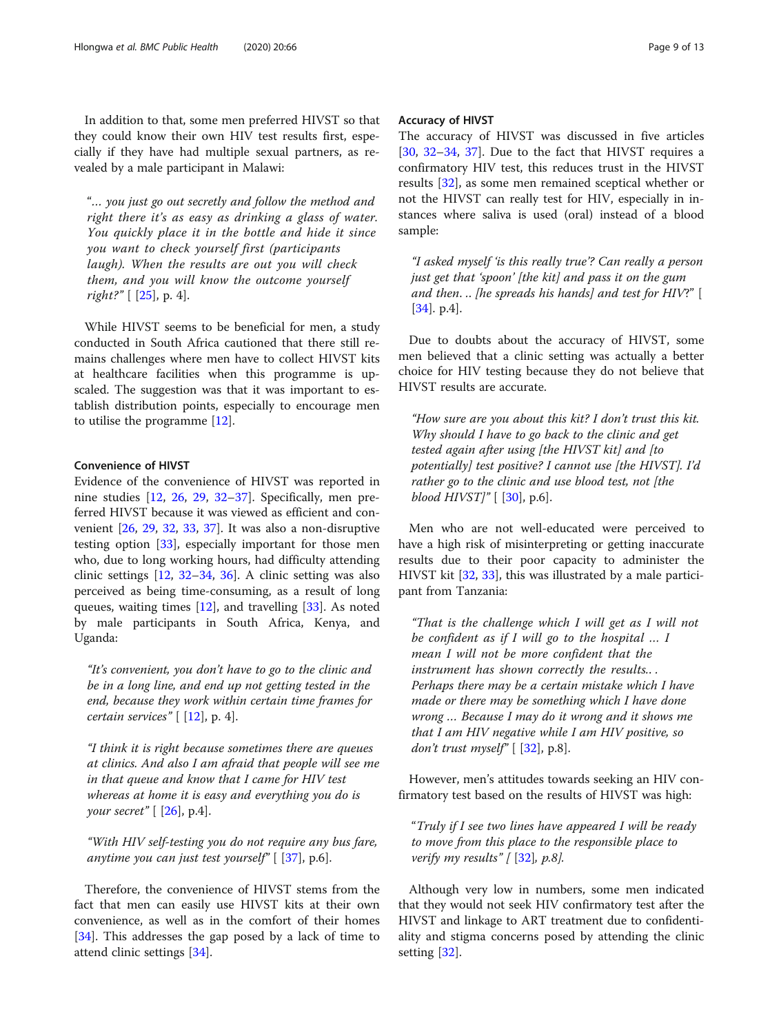In addition to that, some men preferred HIVST so that they could know their own HIV test results first, especially if they have had multiple sexual partners, as revealed by a male participant in Malawi:

> *"... you just go out secretly and follow the method and right there it's as easy as drinking a glass of water. You quickly place it in the bottle and hide it since you want to check yourself first (participants laugh). When the results are out you will check them, and you will know the outcome yourself right?"* [ [25], p. 4].

While HIVST seems to be beneficial for men, a study conducted in South Africa cautioned that there still remains challenges where men have to collect HIVST kits at healthcare facilities when this programme is upscaled. The suggestion was that it was important to establish distribution points, especially to encourage men to utilise the programme [12].

### Convenience of HIVST

Evidence of the convenience of HIVST was reported in nine studies [12, 26, 29, 32–37]. Specifically, men preferred HIVST because it was viewed as efficient and convenient [26, 29, 32, 33, 37]. It was also a non-disruptive testing option [33], especially important for those men who, due to long working hours, had difficulty attending clinic settings [12, 32–34, 36]. A clinic setting was also perceived as being time-consuming, as a result of long queues, waiting times [12], and travelling [33]. As noted by male participants in South Africa, Kenya, and Uganda:

> *"It's convenient, you don't have to go to the clinic and be in a long line, and end up not getting tested in the end, because they work within certain time frames for certain services"* [ [12], p. 4].

> *"I think it is right because sometimes there are queues at clinics. And also I am afraid that people will see me in that queue and know that I came for HIV test whereas at home it is easy and everything you do is your secret"* [ [26], p.4].

> *"With HIV self-testing you do not require any bus fare, anytime you can just test yourself"* [ [37], p.6].

Therefore, the convenience of HIVST stems from the fact that men can easily use HIVST kits at their own convenience, as well as in the comfort of their homes [34]. This addresses the gap posed by a lack of time to attend clinic settings [34].

### Accuracy of HIVST

The accuracy of HIVST was discussed in five articles [30, 32–34, 37]. Due to the fact that HIVST requires a confirmatory HIV test, this reduces trust in the HIVST results [32], as some men remained sceptical whether or not the HIVST can really test for HIV, especially in instances where saliva is used (oral) instead of a blood sample:

> *"I asked myself 'is this really true'? Can really a person just get that 'spoon' [the kit] and pass it on the gum and then.. [he spreads his hands] and test for HIV?"* [ [34]. p.4].

Due to doubts about the accuracy of HIVST, some men believed that a clinic setting was actually a better choice for HIV testing because they do not believe that HIVST results are accurate.

> *"How sure are you about this kit? I don't trust this kit. Why should I have to go back to the clinic and get tested again after using [the HIVST kit] and [to potentially] test positive? I cannot use [the HIVST]. I'd rather go to the clinic and use blood test, not [the blood HIVST]"* [ [30], p.6].

Men who are not well-educated were perceived to have a high risk of misinterpreting or getting inaccurate results due to their poor capacity to administer the HIVST kit [32, 33], this was illustrated by a male participant from Tanzania:

> *"That is the challenge which I will get as I will not be confident as if I will go to the hospital ... I mean I will not be more confident that the instrument has shown correctly the results.. . Perhaps there may be a certain mistake which I have made or there may be something which I have done wrong ... Because I may do it wrong and it shows me that I am HIV negative while I am HIV positive, so don't trust myself"* [ [32], p.8].

However, men's attitudes towards seeking an HIV confirmatory test based on the results of HIVST was high:

> *"Truly if I see two lines have appeared I will be ready to move from this place to the responsible place to verify my results" [ [32], p.8].*

Although very low in numbers, some men indicated that they would not seek HIV confirmatory test after the HIVST and linkage to ART treatment due to confidentiality and stigma concerns posed by attending the clinic setting [32].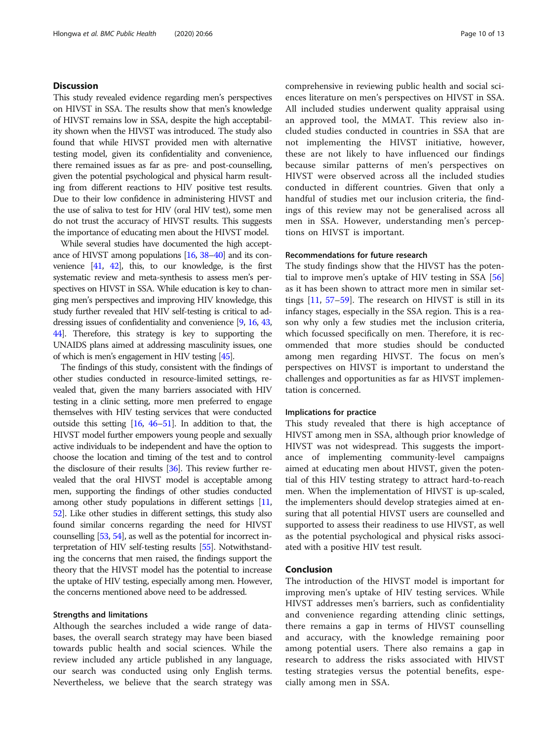## Discussion

This study revealed evidence regarding men's perspectives on HIVST in SSA. The results show that men's knowledge of HIVST remains low in SSA, despite the high acceptability shown when the HIVST was introduced. The study also found that while HIVST provided men with alternative testing model, given its confidentiality and convenience, there remained issues as far as pre- and post-counselling, given the potential psychological and physical harm resulting from different reactions to HIV positive test results. Due to their low confidence in administering HIVST and the use of saliva to test for HIV (oral HIV test), some men do not trust the accuracy of HIVST results. This suggests the importance of educating men about the HIVST model.

While several studies have documented the high acceptance of HIVST among populations [16, 38–40] and its convenience [41, 42], this, to our knowledge, is the first systematic review and meta-synthesis to assess men's perspectives on HIVST in SSA. While education is key to changing men's perspectives and improving HIV knowledge, this study further revealed that HIV self-testing is critical to addressing issues of confidentiality and convenience [9, 16, 43, 44]. Therefore, this strategy is key to supporting the UNAIDS plans aimed at addressing masculinity issues, one of which is men's engagement in HIV testing [45].

The findings of this study, consistent with the findings of other studies conducted in resource-limited settings, revealed that, given the many barriers associated with HIV testing in a clinic setting, more men preferred to engage themselves with HIV testing services that were conducted outside this setting [16, 46–51]. In addition to that, the HIVST model further empowers young people and sexually active individuals to be independent and have the option to choose the location and timing of the test and to control the disclosure of their results [36]. This review further revealed that the oral HIVST model is acceptable among men, supporting the findings of other studies conducted among other study populations in different settings [11, 52]. Like other studies in different settings, this study also found similar concerns regarding the need for HIVST counselling [53, 54], as well as the potential for incorrect interpretation of HIV self-testing results [55]. Notwithstanding the concerns that men raised, the findings support the theory that the HIVST model has the potential to increase the uptake of HIV testing, especially among men. However, the concerns mentioned above need to be addressed.

### Strengths and limitations

Although the searches included a wide range of databases, the overall search strategy may have been biased towards public health and social sciences. While the review included any article published in any language, our search was conducted using only English terms. Nevertheless, we believe that the search strategy was comprehensive in reviewing public health and social sciences literature on men's perspectives on HIVST in SSA. All included studies underwent quality appraisal using an approved tool, the MMAT. This review also included studies conducted in countries in SSA that are not implementing the HIVST initiative, however, these are not likely to have influenced our findings because similar patterns of men's perspectives on HIVST were observed across all the included studies conducted in different countries. Given that only a handful of studies met our inclusion criteria, the findings of this review may not be generalised across all men in SSA. However, understanding men's perceptions on HIVST is important.

### Recommendations for future research

The study findings show that the HIVST has the potential to improve men's uptake of HIV testing in SSA [56] as it has been shown to attract more men in similar settings [11, 57–59]. The research on HIVST is still in its infancy stages, especially in the SSA region. This is a reason why only a few studies met the inclusion criteria, which focussed specifically on men. Therefore, it is recommended that more studies should be conducted among men regarding HIVST. The focus on men's perspectives on HIVST is important to understand the challenges and opportunities as far as HIVST implementation is concerned.

### Implications for practice

This study revealed that there is high acceptance of HIVST among men in SSA, although prior knowledge of HIVST was not widespread. This suggests the importance of implementing community-level campaigns aimed at educating men about HIVST, given the potential of this HIV testing strategy to attract hard-to-reach men. When the implementation of HIVST is up-scaled, the implementers should develop strategies aimed at ensuring that all potential HIVST users are counselled and supported to assess their readiness to use HIVST, as well as the potential psychological and physical risks associated with a positive HIV test result.

## Conclusion

The introduction of the HIVST model is important for improving men's uptake of HIV testing services. While HIVST addresses men's barriers, such as confidentiality and convenience regarding attending clinic settings, there remains a gap in terms of HIVST counselling and accuracy, with the knowledge remaining poor among potential users. There also remains a gap in research to address the risks associated with HIVST testing strategies versus the potential benefits, especially among men in SSA.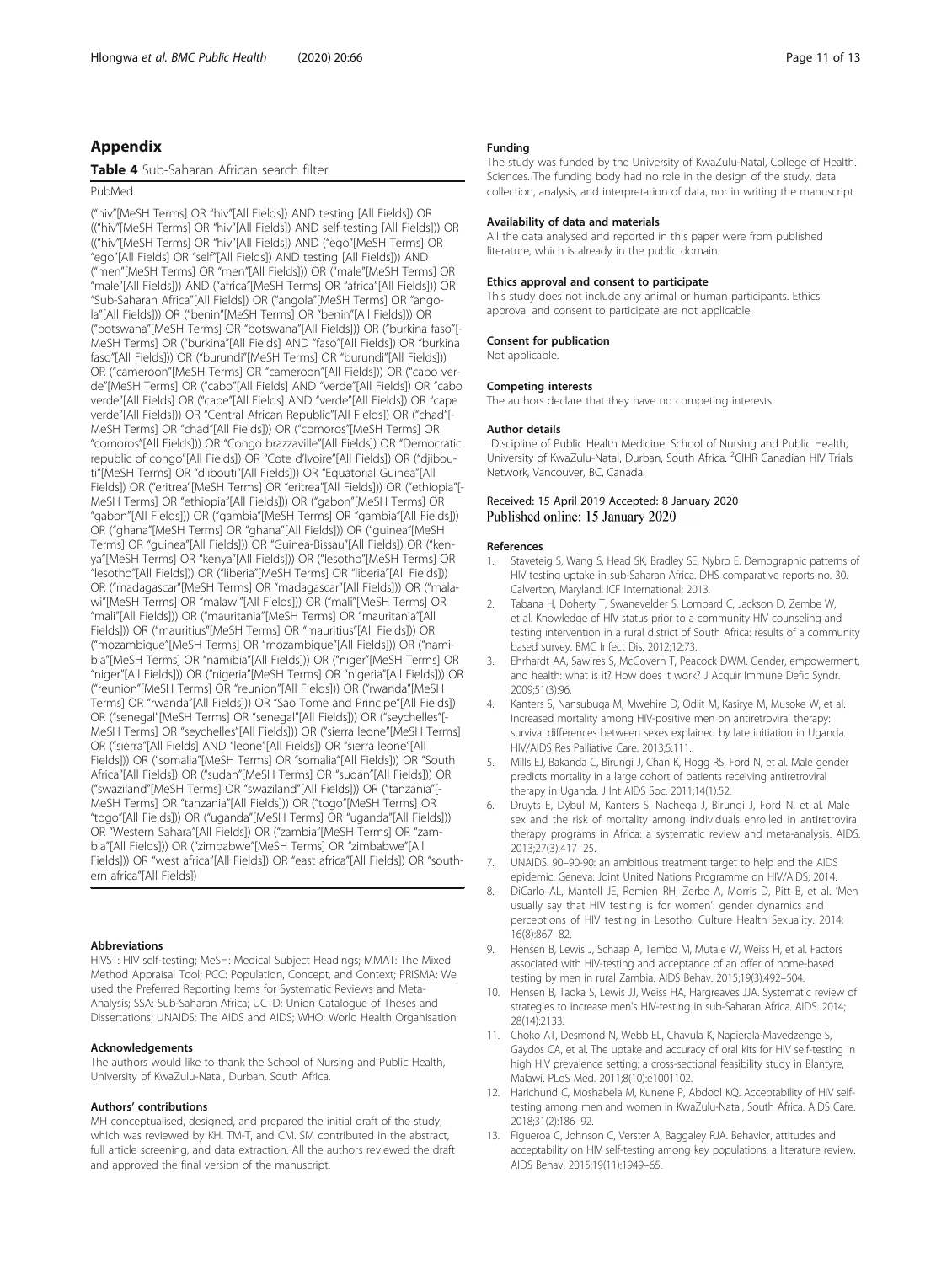## Appendix

**Table 4** Sub-Saharan African search filter

PubMed

("hiv"[MeSH Terms] OR "hiv"[All Fields]) AND testing [All Fields]) OR (("hiv"[MeSH Terms] OR "hiv"[All Fields]) AND self-testing [All Fields])) OR (("hiv"[MeSH Terms] OR "hiv"[All Fields]) AND ("ego"[MeSH Terms] OR "ego"[All Fields] OR "self"[All Fields]) AND testing [All Fields])) AND ("men"[MeSH Terms] OR "men"[All Fields])) OR ("male"[MeSH Terms] OR "male"[All Fields])) AND ("africa"[MeSH Terms] OR "africa"[All Fields])) OR "Sub-Saharan Africa"[All Fields]) OR ("angola"[MeSH Terms] OR "angola"[All Fields])) OR ("benin"[MeSH Terms] OR "benin"[All Fields])) OR ("botswana"[MeSH Terms] OR "botswana"[All Fields])) OR ("burkina faso"[MeSH Terms] OR ("burkina"[All Fields] AND "faso"[All Fields]) OR "burkina faso"[All Fields])) OR ("burundi"[MeSH Terms] OR "burundi"[All Fields])) OR ("cameroon"[MeSH Terms] OR "cameroon"[All Fields])) OR ("cabo verde"[MeSH Terms] OR ("cabo"[All Fields] AND "verde"[All Fields]) OR "cabo verde"[All Fields] OR ("cape"[All Fields] AND "verde"[All Fields]) OR "cape verde"[All Fields])) OR "Central African Republic"[All Fields]) OR ("chad"[MeSH Terms] OR "chad"[All Fields])) OR ("comoros"[MeSH Terms] OR "comoros"[All Fields])) OR "Congo brazzaville"[All Fields]) OR "Democratic republic of congo"[All Fields]) OR "Cote d'Ivoire"[All Fields]) OR ("djibouti"[MeSH Terms] OR "djibouti"[All Fields])) OR "Equatorial Guinea"[All Fields]) OR ("eritrea"[MeSH Terms] OR "eritrea"[All Fields])) OR ("ethiopia"[MeSH Terms] OR "ethiopia"[All Fields])) OR ("gabon"[MeSH Terms] OR "gabon"[All Fields])) OR ("gambia"[MeSH Terms] OR "gambia"[All Fields])) OR ("ghana"[MeSH Terms] OR "ghana"[All Fields])) OR ("guinea"[MeSH Terms] OR "guinea"[All Fields])) OR "Guinea-Bissau"[All Fields]) OR ("kenya"[MeSH Terms] OR "kenya"[All Fields])) OR ("lesotho"[MeSH Terms] OR "lesotho"[All Fields])) OR ("liberia"[MeSH Terms] OR "liberia"[All Fields])) OR ("madagascar"[MeSH Terms] OR "madagascar"[All Fields])) OR ("malawi"[MeSH Terms] OR "malawi"[All Fields])) OR ("mali"[MeSH Terms] OR "mali"[All Fields])) OR ("mauritania"[MeSH Terms] OR "mauritania"[All Fields])) OR ("mauritius"[MeSH Terms] OR "mauritius"[All Fields])) OR ("mozambique"[MeSH Terms] OR "mozambique"[All Fields])) OR ("namibia"[MeSH Terms] OR "namibia"[All Fields])) OR ("niger"[MeSH Terms] OR "niger"[All Fields])) OR ("nigeria"[MeSH Terms] OR "nigeria"[All Fields])) OR ("reunion"[MeSH Terms] OR "reunion"[All Fields])) OR ("rwanda"[MeSH Terms] OR "rwanda"[All Fields])) OR "Sao Tome and Principe"[All Fields]) OR ("senegal"[MeSH Terms] OR "senegal"[All Fields])) OR ("seychelles"[MeSH Terms] OR "seychelles"[All Fields])) OR ("sierra leone"[MeSH Terms] OR ("sierra"[All Fields] AND "leone"[All Fields]) OR "sierra leone"[All Fields])) OR ("somalia"[MeSH Terms] OR "somalia"[All Fields])) OR "South Africa"[All Fields]) OR ("sudan"[MeSH Terms] OR "sudan"[All Fields])) OR ("swaziland"[MeSH Terms] OR "swaziland"[All Fields])) OR ("tanzania"[MeSH Terms] OR "tanzania"[All Fields])) OR ("togo"[MeSH Terms] OR "togo"[All Fields])) OR ("uganda"[MeSH Terms] OR "uganda"[All Fields])) OR "Western Sahara"[All Fields]) OR ("zambia"[MeSH Terms] OR "zambia"[All Fields])) OR ("zimbabwe"[MeSH Terms] OR "zimbabwe"[All Fields])) OR "west africa"[All Fields]) OR "east africa"[All Fields]) OR "southern africa"[All Fields])

### Abbreviations

HIVST: HIV self-testing; MeSH: Medical Subject Headings; MMAT: The Mixed Method Appraisal Tool; PCC: Population, Concept, and Context; PRISMA: We used the Preferred Reporting Items for Systematic Reviews and Meta-Analysis; SSA: Sub-Saharan Africa; UCTD: Union Catalogue of Theses and Dissertations; UNAIDS: The AIDS and AIDS; WHO: World Health Organisation

### Acknowledgements

The authors would like to thank the School of Nursing and Public Health, University of KwaZulu-Natal, Durban, South Africa.

### Authors' contributions

MH conceptualised, designed, and prepared the initial draft of the study, which was reviewed by KH, TM-T, and CM. SM contributed in the abstract, full article screening, and data extraction. All the authors reviewed the draft and approved the final version of the manuscript.

### Funding

The study was funded by the University of KwaZulu-Natal, College of Health. Sciences. The funding body had no role in the design of the study, data collection, analysis, and interpretation of data, nor in writing the manuscript.

### Availability of data and materials

All the data analysed and reported in this paper were from published literature, which is already in the public domain.

### Ethics approval and consent to participate

This study does not include any animal or human participants. Ethics approval and consent to participate are not applicable.

### Consent for publication

Not applicable.

### Competing interests

The authors declare that they have no competing interests.

### Author details

[1]Discipline of Public Health Medicine, School of Nursing and Public Health, University of KwaZulu-Natal, Durban, South Africa. [2]CIHR Canadian HIV Trials Network, Vancouver, BC, Canada.

Received: 15 April 2019 Accepted: 8 January 2020
Published online: 15 January 2020

### References

1. Staveteig S, Wang S, Head SK, Bradley SE, Nybro E. Demographic patterns of HIV testing uptake in sub-Saharan Africa. DHS comparative reports no. 30. Calverton, Maryland: ICF International; 2013.
2. Tabana H, Doherty T, Swanevelder S, Lombard C, Jackson D, Zembe W, et al. Knowledge of HIV status prior to a community HIV counseling and testing intervention in a rural district of South Africa: results of a community based survey. BMC Infect Dis. 2012;12:73.
3. Ehrhardt AA, Sawires S, McGovern T, Peacock DWM. Gender, empowerment, and health: what is it? How does it work? J Acquir Immune Defic Syndr. 2009;51(3):96.
4. Kanters S, Nansubuga M, Mwehire D, Odiit M, Kasirye M, Musoke W, et al. Increased mortality among HIV-positive men on antiretroviral therapy: survival differences between sexes explained by late initiation in Uganda. HIV/AIDS Res Palliative Care. 2013;5:111.
5. Mills EJ, Bakanda C, Birungi J, Chan K, Hogg RS, Ford N, et al. Male gender predicts mortality in a large cohort of patients receiving antiretroviral therapy in Uganda. J Int AIDS Soc. 2011;14(1):52.
6. Druyts E, Dybul M, Kanters S, Nachega J, Birungi J, Ford N, et al. Male sex and the risk of mortality among individuals enrolled in antiretroviral therapy programs in Africa: a systematic review and meta-analysis. AIDS. 2013;27(3):417–25.
7. UNAIDS. 90–90-90: an ambitious treatment target to help end the AIDS epidemic. Geneva: Joint United Nations Programme on HIV/AIDS; 2014.
8. DiCarlo AL, Mantell JE, Remien RH, Zerbe A, Morris D, Pitt B, et al. 'Men usually say that HIV testing is for women': gender dynamics and perceptions of HIV testing in Lesotho. Culture Health Sexuality. 2014; 16(8):867–82.
9. Hensen B, Lewis J, Schaap A, Tembo M, Mutale W, Weiss H, et al. Factors associated with HIV-testing and acceptance of an offer of home-based testing by men in rural Zambia. AIDS Behav. 2015;19(3):492–504.
10. Hensen B, Taoka S, Lewis JJ, Weiss HA, Hargreaves JJA. Systematic review of strategies to increase men's HIV-testing in sub-Saharan Africa. AIDS. 2014; 28(14):2133.
11. Choko AT, Desmond N, Webb EL, Chavula K, Napierala-Mavedzenge S, Gaydos CA, et al. The uptake and accuracy of oral kits for HIV self-testing in high HIV prevalence setting: a cross-sectional feasibility study in Blantyre, Malawi. PLoS Med. 2011;8(10):e1001102.
12. Harichund C, Moshabela M, Kunene P, Abdool KQ. Acceptability of HIV self-testing among men and women in KwaZulu-Natal, South Africa. AIDS Care. 2018;31(2):186–92.
13. Figueroa C, Johnson C, Verster A, Baggaley RJA. Behavior, attitudes and acceptability on HIV self-testing among key populations: a literature review. AIDS Behav. 2015;19(11):1949–65.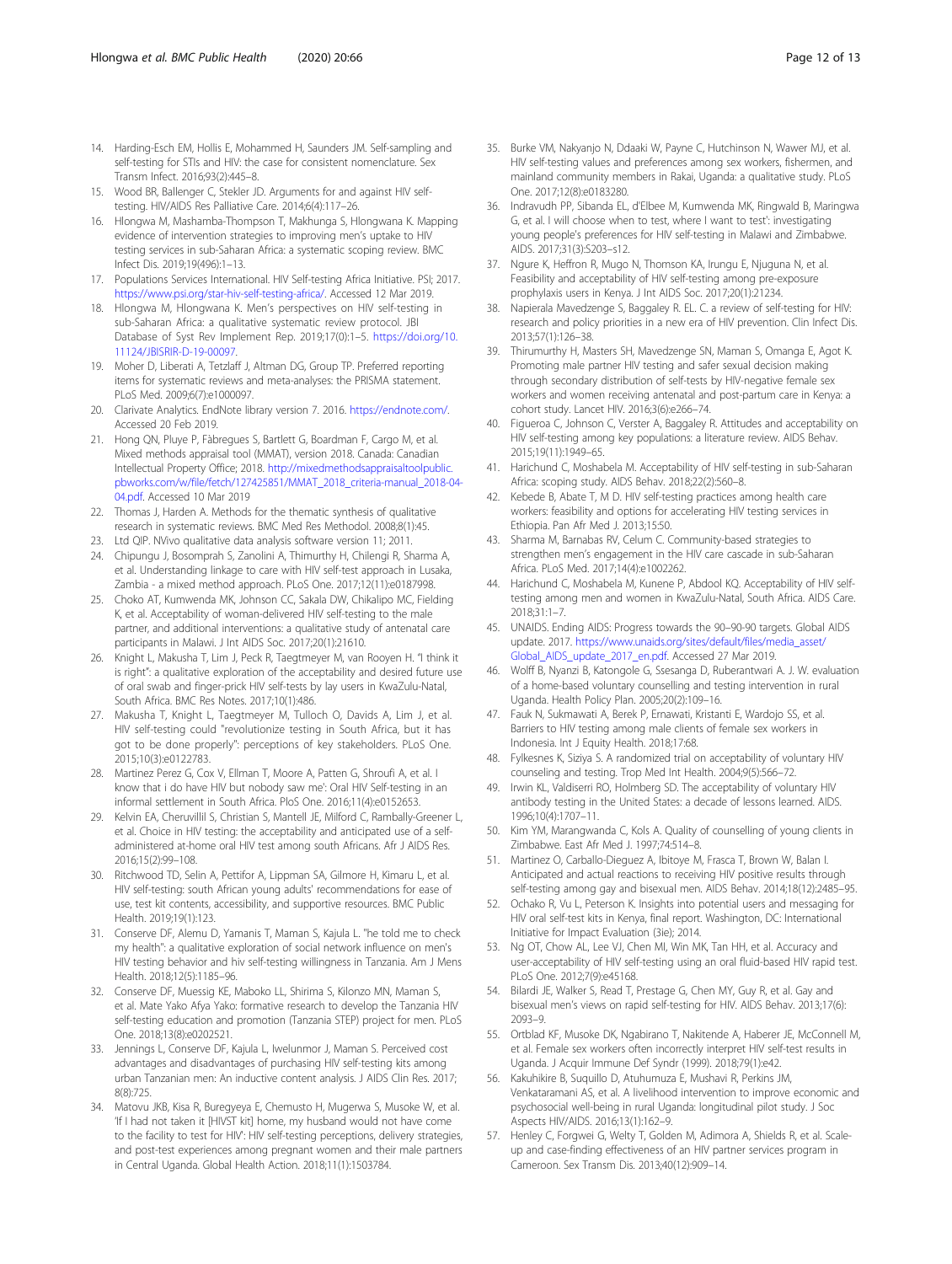14. Harding-Esch EM, Hollis E, Mohammed H, Saunders JM. Self-sampling and self-testing for STIs and HIV: the case for consistent nomenclature. Sex Transm Infect. 2016;93(2):445–8.
15. Wood BR, Ballenger C, Stekler JD. Arguments for and against HIV self-testing. HIV/AIDS Res Palliative Care. 2014;6(4):117–26.
16. Hlongwa M, Mashamba-Thompson T, Makhunga S, Hlongwana K. Mapping evidence of intervention strategies to improving men's uptake to HIV testing services in sub-Saharan Africa: a systematic scoping review. BMC Infect Dis. 2019;19(496):1–13.
17. Populations Services International. HIV Self-testing Africa Initiative. PSI; 2017. https://www.psi.org/star-hiv-self-testing-africa/. Accessed 12 Mar 2019.
18. Hlongwa M, Hlongwana K. Men's perspectives on HIV self-testing in sub-Saharan Africa: a qualitative systematic review protocol. JBI Database of Syst Rev Implement Rep. 2019;17(0):1–5. https://doi.org/10.11124/JBISRIR-D-19-00097.
19. Moher D, Liberati A, Tetzlaff J, Altman DG, Group TP. Preferred reporting items for systematic reviews and meta-analyses: the PRISMA statement. PLoS Med. 2009;6(7):e1000097.
20. Clarivate Analytics. EndNote library version 7. 2016. https://endnote.com/. Accessed 20 Feb 2019.
21. Hong QN, Pluye P, Fàbregues S, Bartlett G, Boardman F, Cargo M, et al. Mixed methods appraisal tool (MMAT), version 2018. Canada: Canadian Intellectual Property Office; 2018. http://mixedmethodsappraisaltoolpublic.pbworks.com/w/file/fetch/127425851/MMAT_2018_criteria-manual_2018-04-04.pdf. Accessed 10 Mar 2019
22. Thomas J, Harden A. Methods for the thematic synthesis of qualitative research in systematic reviews. BMC Med Res Methodol. 2008;8(1):45.
23. Ltd QIP. NVivo qualitative data analysis software version 11; 2011.
24. Chipungu J, Bosomprah S, Zanolini A, Thimurthy H, Chilengi R, Sharma A, et al. Understanding linkage to care with HIV self-test approach in Lusaka, Zambia - a mixed method approach. PLoS One. 2017;12(11):e0187998.
25. Choko AT, Kumwenda MK, Johnson CC, Sakala DW, Chikalipo MC, Fielding K, et al. Acceptability of woman-delivered HIV self-testing to the male partner, and additional interventions: a qualitative study of antenatal care participants in Malawi. J Int AIDS Soc. 2017;20(1):21610.
26. Knight L, Makusha T, Lim J, Peck R, Taegtmeyer M, van Rooyen H. "I think it is right": a qualitative exploration of the acceptability and desired future use of oral swab and finger-prick HIV self-tests by lay users in KwaZulu-Natal, South Africa. BMC Res Notes. 2017;10(1):486.
27. Makusha T, Knight L, Taegtmeyer M, Tulloch O, Davids A, Lim J, et al. HIV self-testing could "revolutionize testing in South Africa, but it has got to be done properly": perceptions of key stakeholders. PLoS One. 2015;10(3):e0122783.
28. Martinez Perez G, Cox V, Ellman T, Moore A, Patten G, Shroufi A, et al. I know that i do have HIV but nobody saw me': Oral HIV Self-testing in an informal settlement in South Africa. PloS One. 2016;11(4):e0152653.
29. Kelvin EA, Cheruvillil S, Christian S, Mantell JE, Milford C, Rambally-Greener L, et al. Choice in HIV testing: the acceptability and anticipated use of a self-administered at-home oral HIV test among South Africans. Afr J AIDS Res. 2016;15(2):99–108.
30. Ritchwood TD, Selin A, Pettifor A, Lippman SA, Gilmore H, Kimaru L, et al. HIV self-testing: south African young adults' recommendations for ease of use, test kit contents, accessibility, and supportive resources. BMC Public Health. 2019;19(1):123.
31. Conserve DF, Alemu D, Yamanis T, Maman S, Kajula L. "he told me to check my health": a qualitative exploration of social network influence on men's HIV testing behavior and hiv self-testing willingness in Tanzania. Am J Mens Health. 2018;12(5):1185–96.
32. Conserve DF, Muessig KE, Maboko LL, Shirima S, Kilonzo MN, Maman S, et al. Mate Yako Afya Yako: formative research to develop the Tanzania HIV self-testing education and promotion (Tanzania STEP) project for men. PLoS One. 2018;13(8):e0202521.
33. Jennings L, Conserve DF, Kajula L, Iwelunmor J, Maman S. Perceived cost advantages and disadvantages of purchasing HIV self-testing kits among urban Tanzanian men: An inductive content analysis. J AIDS Clin Res. 2017;8(8):725.
34. Matovu JKB, Kisa R, Buregyeya E, Chemusto H, Mugerwa S, Musoke W, et al. 'If I had not taken it [HIVST kit] home, my husband would not have come to the facility to test for HIV': HIV self-testing perceptions, delivery strategies, and post-test experiences among pregnant women and their male partners in Central Uganda. Global Health Action. 2018;11(1):1503784.
35. Burke VM, Nakyanjo N, Ddaaki W, Payne C, Hutchinson N, Wawer MJ, et al. HIV self-testing values and preferences among sex workers, fishermen, and mainland community members in Rakai, Uganda: a qualitative study. PLoS One. 2017;12(8):e0183280.
36. Indravudh PP, Sibanda EL, d'Elbee M, Kumwenda MK, Ringwald B, Maringwa G, et al. I will choose when to test, where I want to test': investigating young people's preferences for HIV self-testing in Malawi and Zimbabwe. AIDS. 2017;31(3):S203–s12.
37. Ngure K, Heffron R, Mugo N, Thomson KA, Irungu E, Njuguna N, et al. Feasibility and acceptability of HIV self-testing among pre-exposure prophylaxis users in Kenya. J Int AIDS Soc. 2017;20(1):21234.
38. Napierala Mavedzenge S, Baggaley R. EL. C. a review of self-testing for HIV: research and policy priorities in a new era of HIV prevention. Clin Infect Dis. 2013;57(1):126–38.
39. Thirumurthy H, Masters SH, Mavedzenge SN, Maman S, Omanga E, Agot K. Promoting male partner HIV testing and safer sexual decision making through secondary distribution of self-tests by HIV-negative female sex workers and women receiving antenatal and post-partum care in Kenya: a cohort study. Lancet HIV. 2016;3(6):e266–74.
40. Figueroa C, Johnson C, Verster A, Baggaley R. Attitudes and acceptability on HIV self-testing among key populations: a literature review. AIDS Behav. 2015;19(11):1949–65.
41. Harichund C, Moshabela M. Acceptability of HIV self-testing in sub-Saharan Africa: scoping study. AIDS Behav. 2018;22(2):560–8.
42. Kebede B, Abate T, M D. HIV self-testing practices among health care workers: feasibility and options for accelerating HIV testing services in Ethiopia. Pan Afr Med J. 2013;15:50.
43. Sharma M, Barnabas RV, Celum C. Community-based strategies to strengthen men's engagement in the HIV care cascade in sub-Saharan Africa. PLoS Med. 2017;14(4):e1002262.
44. Harichund C, Moshabela M, Kunene P, Abdool KQ. Acceptability of HIV self-testing among men and women in KwaZulu-Natal, South Africa. AIDS Care. 2018;31:1–7.
45. UNAIDS. Ending AIDS: Progress towards the 90–90-90 targets. Global AIDS update. 2017. https://www.unaids.org/sites/default/files/media_asset/Global_AIDS_update_2017_en.pdf. Accessed 27 Mar 2019.
46. Wolff B, Nyanzi B, Katongole G, Ssesanga D, Ruberantwari A. J. W. evaluation of a home-based voluntary counselling and testing intervention in rural Uganda. Health Policy Plan. 2005;20(2):109–16.
47. Fauk N, Sukmawati A, Berek P, Ernawati, Kristanti E, Wardojo SS, et al. Barriers to HIV testing among male clients of female sex workers in Indonesia. Int J Equity Health. 2018;17:68.
48. Fylkesnes K, Siziya S. A randomized trial on acceptability of voluntary HIV counseling and testing. Trop Med Int Health. 2004;9(5):566–72.
49. Irwin KL, Valdiserri RO, Holmberg SD. The acceptability of voluntary HIV antibody testing in the United States: a decade of lessons learned. AIDS. 1996;10(4):1707–11.
50. Kim YM, Marangwanda C, Kols A. Quality of counselling of young clients in Zimbabwe. East Afr Med J. 1997;74:514–8.
51. Martinez O, Carballo-Dieguez A, Ibitoye M, Frasca T, Brown W, Balan I. Anticipated and actual reactions to receiving HIV positive results through self-testing among gay and bisexual men. AIDS Behav. 2014;18(12):2485–95.
52. Ochako R, Vu L, Peterson K. Insights into potential users and messaging for HIV oral self-test kits in Kenya, final report. Washington, DC: International Initiative for Impact Evaluation (3ie); 2014.
53. Ng OT, Chow AL, Lee VJ, Chen MI, Win MK, Tan HH, et al. Accuracy and user-acceptability of HIV self-testing using an oral fluid-based HIV rapid test. PLoS One. 2012;7(9):e45168.
54. Bilardi JE, Walker S, Read T, Prestage G, Chen MY, Guy R, et al. Gay and bisexual men's views on rapid self-testing for HIV. AIDS Behav. 2013;17(6):2093–9.
55. Ortblad KF, Musoke DK, Ngabirano T, Nakitende A, Haberer JE, McConnell M, et al. Female sex workers often incorrectly interpret HIV self-test results in Uganda. J Acquir Immune Def Syndr (1999). 2018;79(1):e42.
56. Kakuhikire B, Suquillo D, Atuhumuza E, Mushavi R, Perkins JM, Venkataramani AS, et al. A livelihood intervention to improve economic and psychosocial well-being in rural Uganda: longitudinal pilot study. J Soc Aspects HIV/AIDS. 2016;13(1):162–9.
57. Henley C, Forgwei G, Welty T, Golden M, Adimora A, Shields R, et al. Scale-up and case-finding effectiveness of an HIV partner services program in Cameroon. Sex Transm Dis. 2013;40(12):909–14.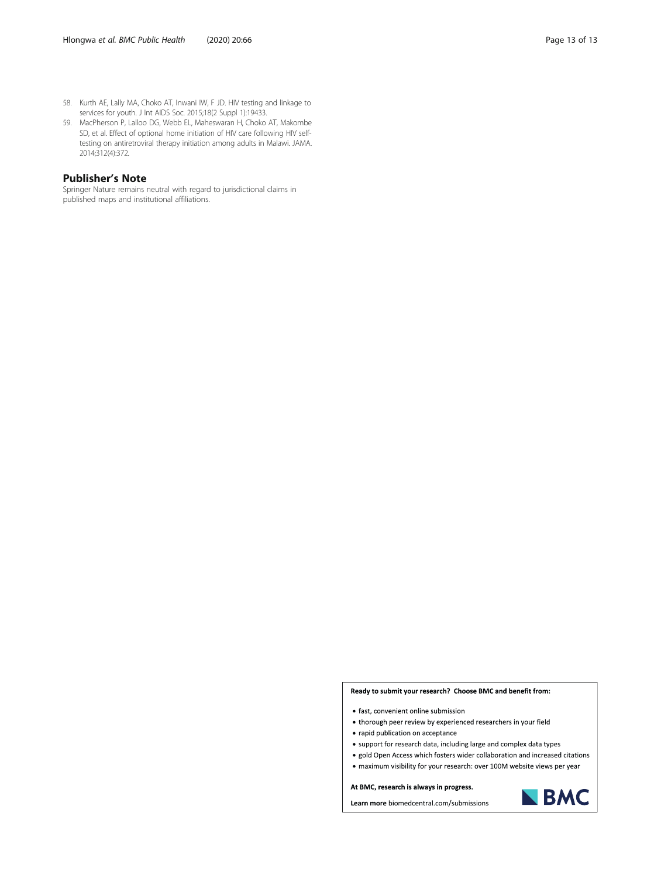58. Kurth AE, Lally MA, Choko AT, Inwani IW, F JD. HIV testing and linkage to services for youth. J Int AIDS Soc. 2015;18(2 Suppl 1):19433.
59. MacPherson P, Lalloo DG, Webb EL, Maheswaran H, Choko AT, Makombe SD, et al. Effect of optional home initiation of HIV care following HIV self-testing on antiretroviral therapy initiation among adults in Malawi. JAMA. 2014;312(4):372.

## Publisher's Note

Springer Nature remains neutral with regard to jurisdictional claims in published maps and institutional affiliations.

**Ready to submit your research? Choose BMC and benefit from:**

- fast, convenient online submission
- thorough peer review by experienced researchers in your field
- rapid publication on acceptance
- support for research data, including large and complex data types
- gold Open Access which fosters wider collaboration and increased citations
- maximum visibility for your research: over 100M website views per year

**At BMC, research is always in progress.**

**Learn more** biomedcentral.com/submissions